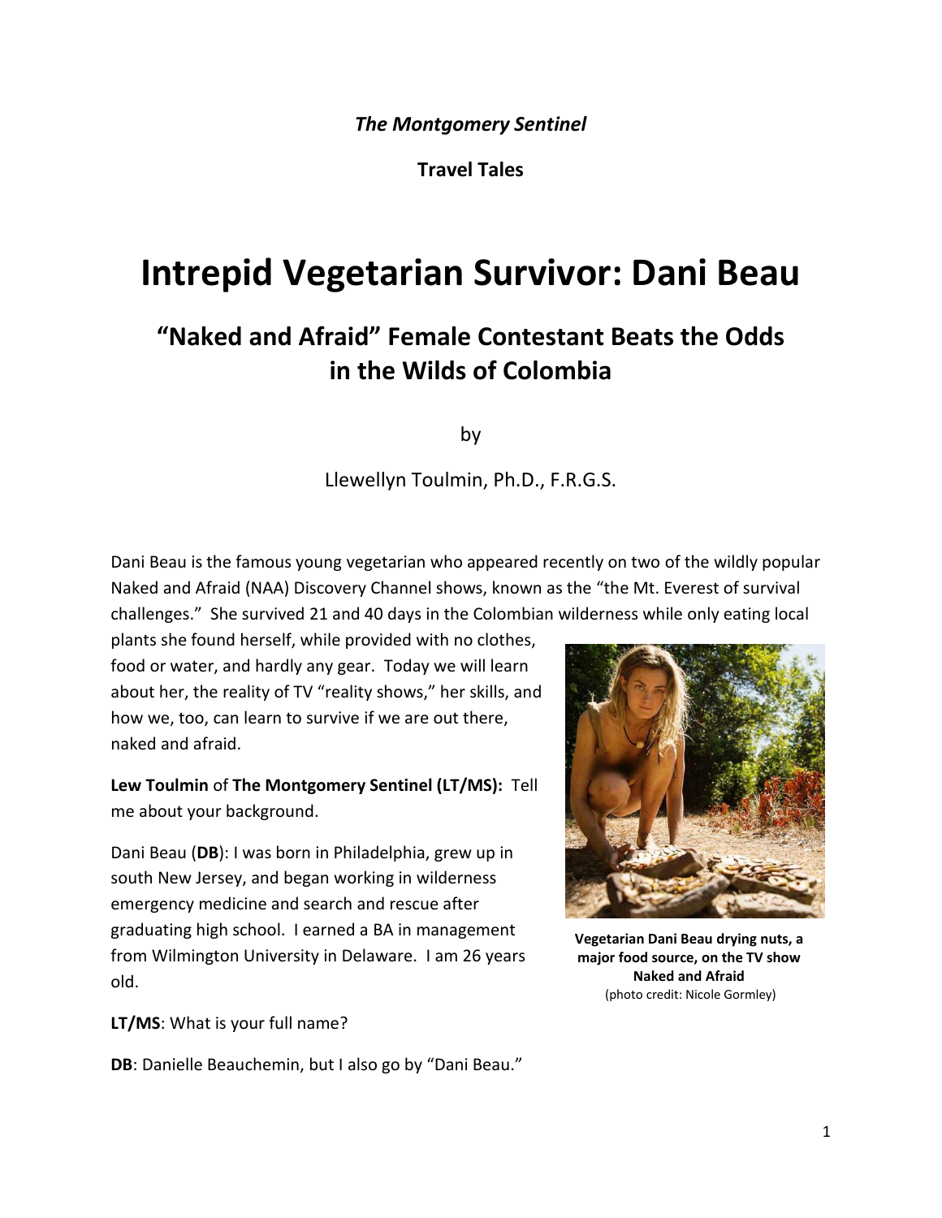*The Montgomery Sentinel*

**Travel Tales**

# Intrepid Vegetarian Survivor: Dani Beau

## "Naked and Afraid" Female Contestant Beats the Odds in the Wilds of Colombia

by

Llewellyn Toulmin, Ph.D., F.R.G.S.

Dani Beau is the famous young vegetarian who appeared recently on two of the wildly popular Naked and Afraid (NAA) Discovery Channel shows, known as the "the Mt. Everest of survival challenges." She survived 21 and 40 days in the Colombian wilderness while only eating local plants she found herself, while provided with no clothes, food or water, and hardly any gear. Today we will learn about her, the reality of TV "reality shows," her skills, and how we, too, can learn to survive if we are out there, naked and afraid.

**Vegetarian Dani Beau drying nuts, a major food source, on the TV show Naked and Afraid**
(photo credit: Nicole Gormley)

**Lew Toulmin** of **The Montgomery Sentinel (LT/MS):** Tell me about your background.

Dani Beau (**DB**): I was born in Philadelphia, grew up in south New Jersey, and began working in wilderness emergency medicine and search and rescue after graduating high school. I earned a BA in management from Wilmington University in Delaware. I am 26 years old.

**LT/MS**: What is your full name?

**DB**: Danielle Beauchemin, but I also go by "Dani Beau."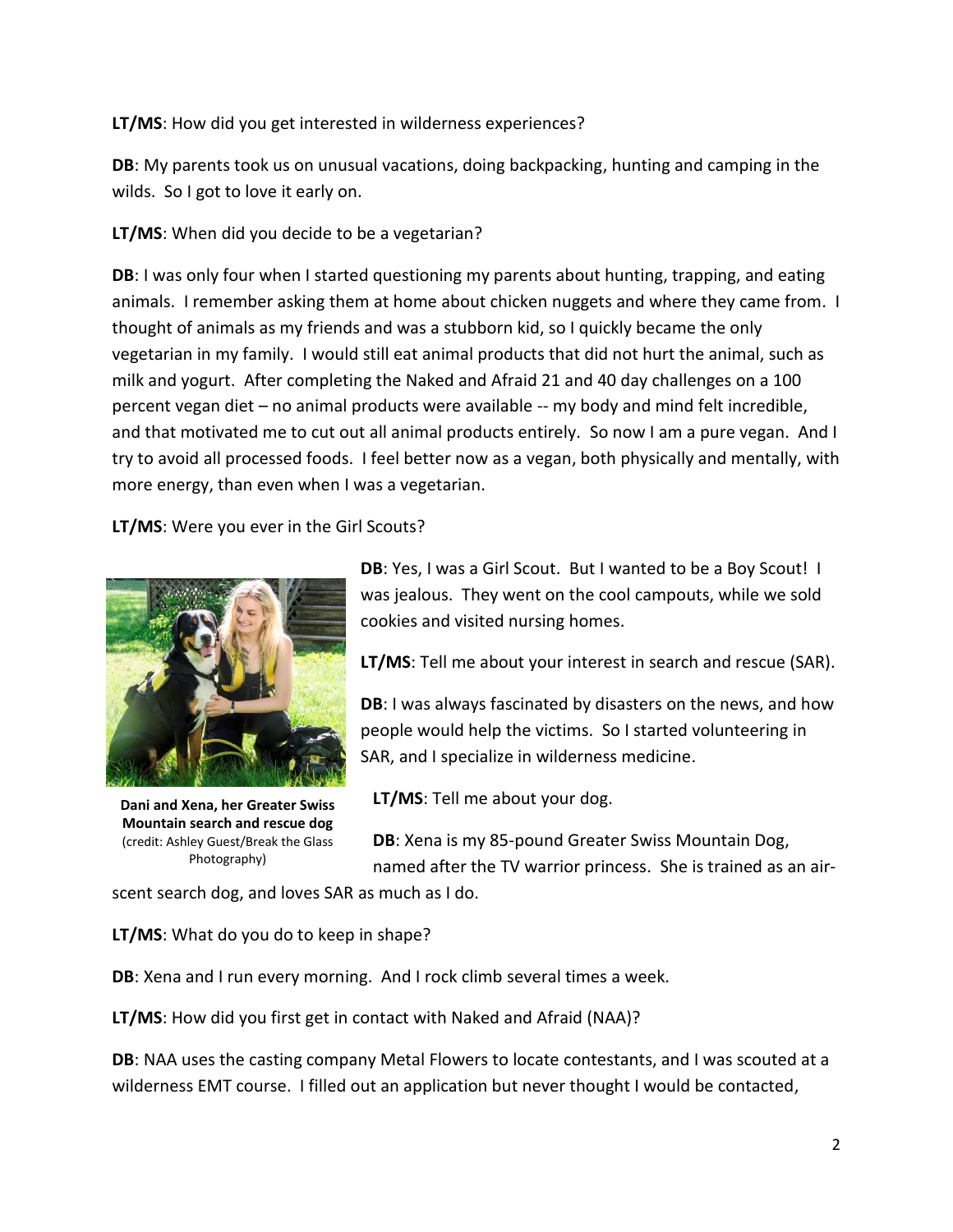**LT/MS**: How did you get interested in wilderness experiences?

**DB**: My parents took us on unusual vacations, doing backpacking, hunting and camping in the wilds. So I got to love it early on.

**LT/MS**: When did you decide to be a vegetarian?

**DB**: I was only four when I started questioning my parents about hunting, trapping, and eating animals. I remember asking them at home about chicken nuggets and where they came from. I thought of animals as my friends and was a stubborn kid, so I quickly became the only vegetarian in my family. I would still eat animal products that did not hurt the animal, such as milk and yogurt. After completing the Naked and Afraid 21 and 40 day challenges on a 100 percent vegan diet – no animal products were available -- my body and mind felt incredible, and that motivated me to cut out all animal products entirely. So now I am a pure vegan. And I try to avoid all processed foods. I feel better now as a vegan, both physically and mentally, with more energy, than even when I was a vegetarian.

**LT/MS**: Were you ever in the Girl Scouts?

**DB**: Yes, I was a Girl Scout. But I wanted to be a Boy Scout! I was jealous. They went on the cool campouts, while we sold cookies and visited nursing homes.

**Dani and Xena, her Greater Swiss Mountain search and rescue dog** (credit: Ashley Guest/Break the Glass Photography)

**LT/MS**: Tell me about your interest in search and rescue (SAR).

**DB**: I was always fascinated by disasters on the news, and how people would help the victims. So I started volunteering in SAR, and I specialize in wilderness medicine.

**LT/MS**: Tell me about your dog.

**DB**: Xena is my 85-pound Greater Swiss Mountain Dog, named after the TV warrior princess. She is trained as an air-scent search dog, and loves SAR as much as I do.

**LT/MS**: What do you do to keep in shape?

**DB**: Xena and I run every morning. And I rock climb several times a week.

**LT/MS**: How did you first get in contact with Naked and Afraid (NAA)?

**DB**: NAA uses the casting company Metal Flowers to locate contestants, and I was scouted at a wilderness EMT course. I filled out an application but never thought I would be contacted,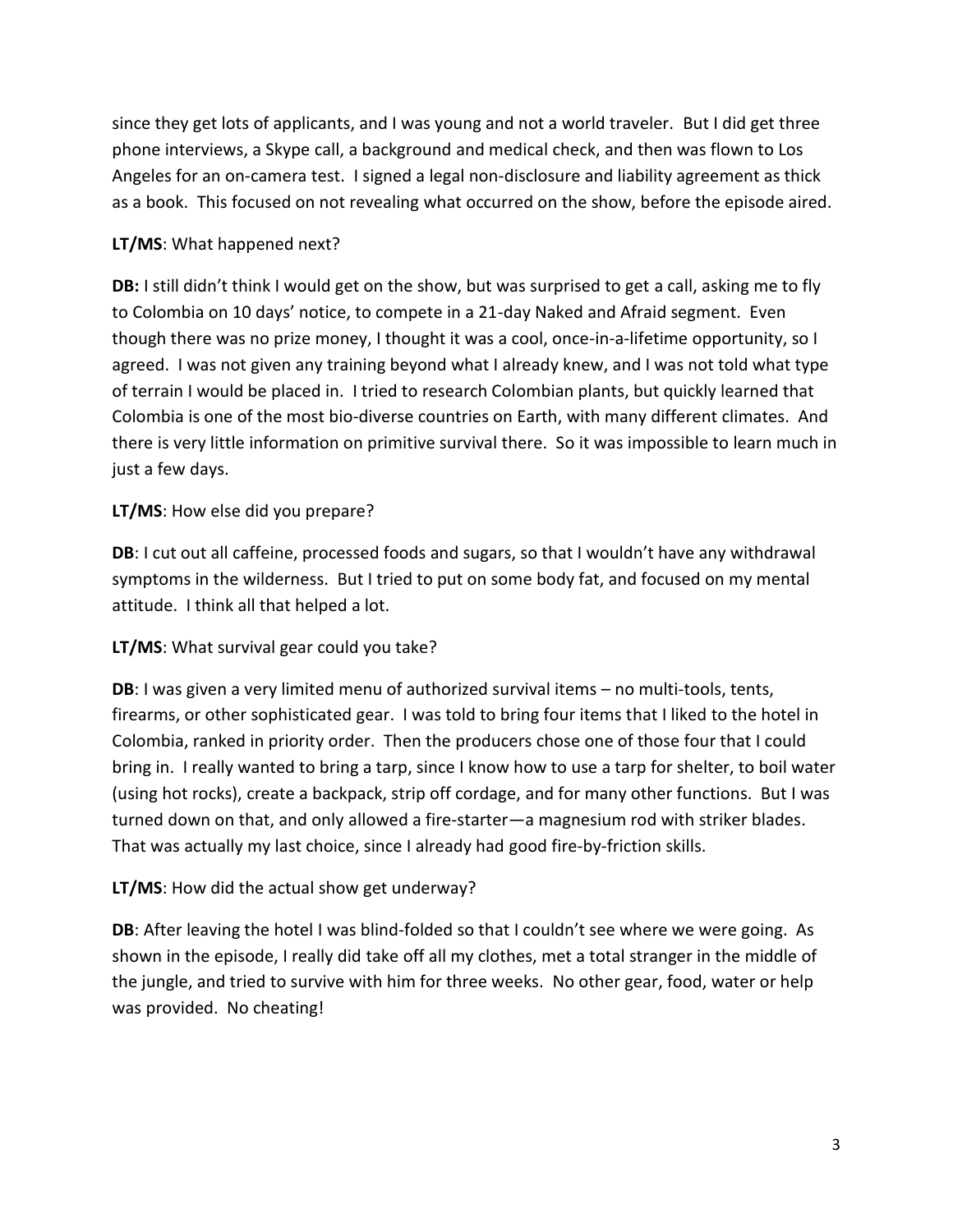since they get lots of applicants, and I was young and not a world traveler. But I did get three phone interviews, a Skype call, a background and medical check, and then was flown to Los Angeles for an on-camera test. I signed a legal non-disclosure and liability agreement as thick as a book. This focused on not revealing what occurred on the show, before the episode aired.

**LT/MS**: What happened next?

**DB:** I still didn't think I would get on the show, but was surprised to get a call, asking me to fly to Colombia on 10 days' notice, to compete in a 21-day Naked and Afraid segment. Even though there was no prize money, I thought it was a cool, once-in-a-lifetime opportunity, so I agreed. I was not given any training beyond what I already knew, and I was not told what type of terrain I would be placed in. I tried to research Colombian plants, but quickly learned that Colombia is one of the most bio-diverse countries on Earth, with many different climates. And there is very little information on primitive survival there. So it was impossible to learn much in just a few days.

**LT/MS**: How else did you prepare?

**DB**: I cut out all caffeine, processed foods and sugars, so that I wouldn't have any withdrawal symptoms in the wilderness. But I tried to put on some body fat, and focused on my mental attitude. I think all that helped a lot.

**LT/MS**: What survival gear could you take?

**DB**: I was given a very limited menu of authorized survival items – no multi-tools, tents, firearms, or other sophisticated gear. I was told to bring four items that I liked to the hotel in Colombia, ranked in priority order. Then the producers chose one of those four that I could bring in. I really wanted to bring a tarp, since I know how to use a tarp for shelter, to boil water (using hot rocks), create a backpack, strip off cordage, and for many other functions. But I was turned down on that, and only allowed a fire-starter—a magnesium rod with striker blades. That was actually my last choice, since I already had good fire-by-friction skills.

**LT/MS**: How did the actual show get underway?

**DB**: After leaving the hotel I was blind-folded so that I couldn't see where we were going. As shown in the episode, I really did take off all my clothes, met a total stranger in the middle of the jungle, and tried to survive with him for three weeks. No other gear, food, water or help was provided. No cheating!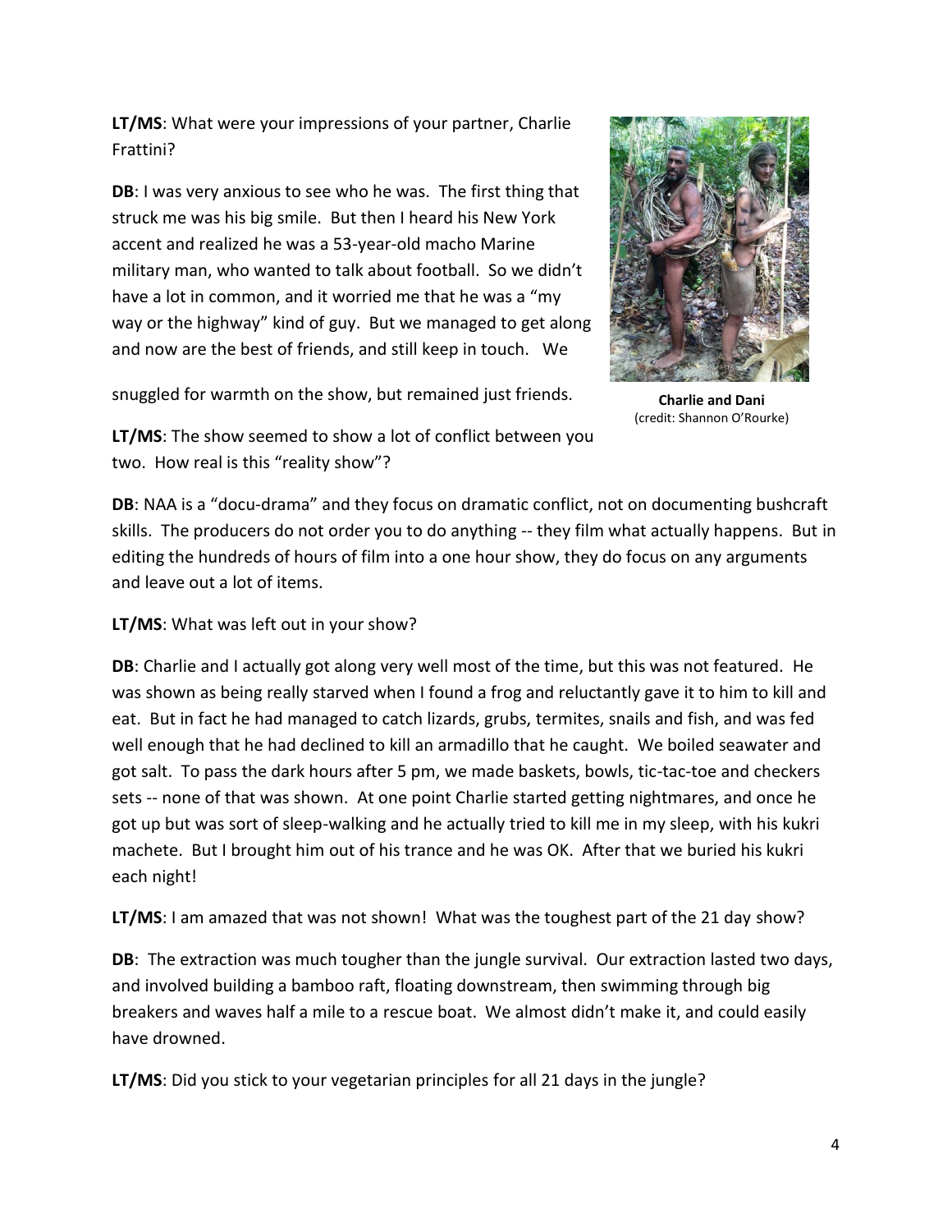**LT/MS**: What were your impressions of your partner, Charlie Frattini?

**DB**: I was very anxious to see who he was. The first thing that struck me was his big smile. But then I heard his New York accent and realized he was a 53-year-old macho Marine military man, who wanted to talk about football. So we didn't have a lot in common, and it worried me that he was a "my way or the highway" kind of guy. But we managed to get along and now are the best of friends, and still keep in touch. We snuggled for warmth on the show, but remained just friends.

**Charlie and Dani**
(credit: Shannon O'Rourke)

**LT/MS**: The show seemed to show a lot of conflict between you two. How real is this "reality show"?

**DB**: NAA is a "docu-drama" and they focus on dramatic conflict, not on documenting bushcraft skills. The producers do not order you to do anything -- they film what actually happens. But in editing the hundreds of hours of film into a one hour show, they do focus on any arguments and leave out a lot of items.

**LT/MS**: What was left out in your show?

**DB**: Charlie and I actually got along very well most of the time, but this was not featured. He was shown as being really starved when I found a frog and reluctantly gave it to him to kill and eat. But in fact he had managed to catch lizards, grubs, termites, snails and fish, and was fed well enough that he had declined to kill an armadillo that he caught. We boiled seawater and got salt. To pass the dark hours after 5 pm, we made baskets, bowls, tic-tac-toe and checkers sets -- none of that was shown. At one point Charlie started getting nightmares, and once he got up but was sort of sleep-walking and he actually tried to kill me in my sleep, with his kukri machete. But I brought him out of his trance and he was OK. After that we buried his kukri each night!

**LT/MS**: I am amazed that was not shown! What was the toughest part of the 21 day show?

**DB**: The extraction was much tougher than the jungle survival. Our extraction lasted two days, and involved building a bamboo raft, floating downstream, then swimming through big breakers and waves half a mile to a rescue boat. We almost didn't make it, and could easily have drowned.

**LT/MS**: Did you stick to your vegetarian principles for all 21 days in the jungle?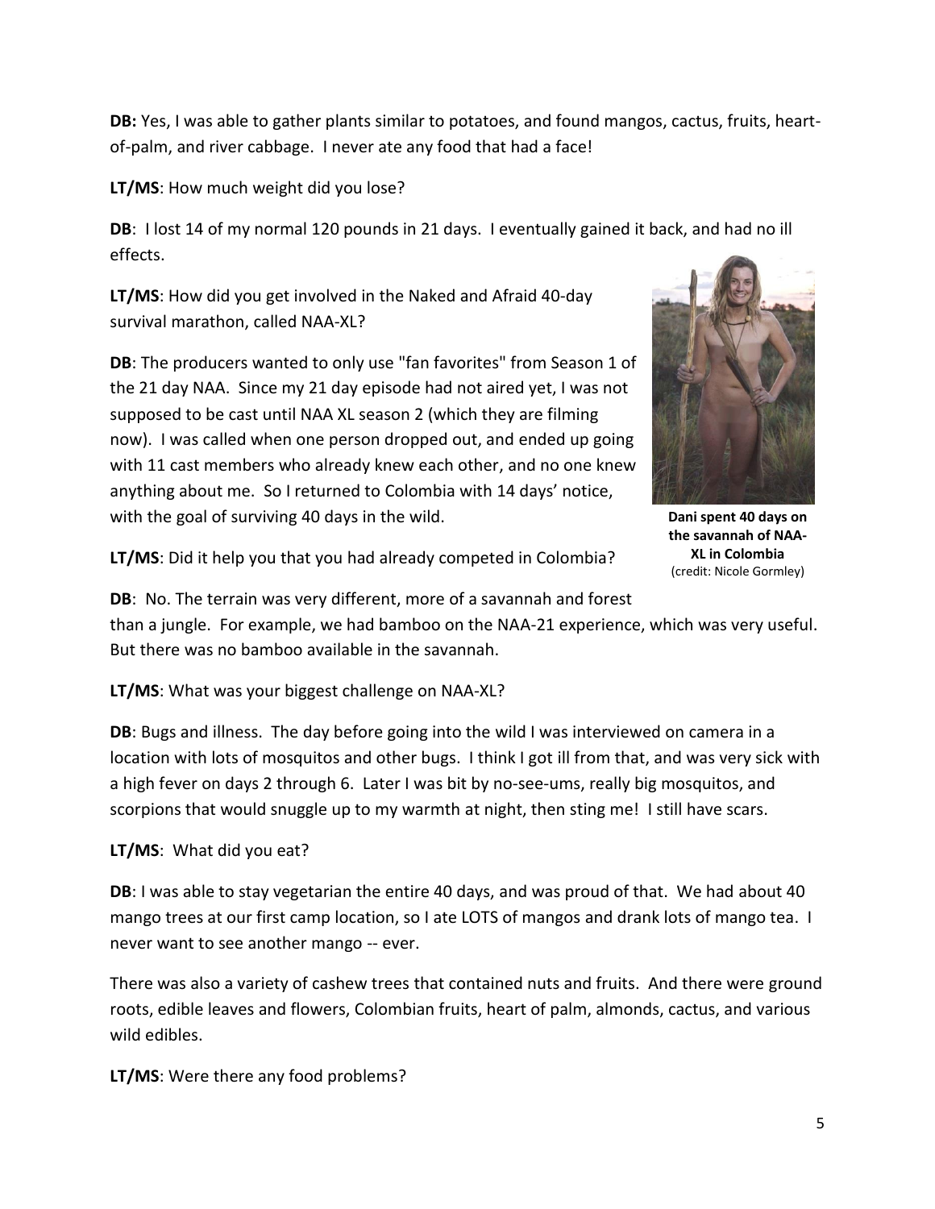**DB:** Yes, I was able to gather plants similar to potatoes, and found mangos, cactus, fruits, heart-of-palm, and river cabbage. I never ate any food that had a face!

**LT/MS**: How much weight did you lose?

**DB**: I lost 14 of my normal 120 pounds in 21 days. I eventually gained it back, and had no ill effects.

**LT/MS**: How did you get involved in the Naked and Afraid 40-day survival marathon, called NAA-XL?

**DB**: The producers wanted to only use "fan favorites" from Season 1 of the 21 day NAA. Since my 21 day episode had not aired yet, I was not supposed to be cast until NAA XL season 2 (which they are filming now). I was called when one person dropped out, and ended up going with 11 cast members who already knew each other, and no one knew anything about me. So I returned to Colombia with 14 days' notice, with the goal of surviving 40 days in the wild.

**Dani spent 40 days on the savannah of NAA-XL in Colombia** (credit: Nicole Gormley)

**LT/MS**: Did it help you that you had already competed in Colombia?

**DB**: No. The terrain was very different, more of a savannah and forest than a jungle. For example, we had bamboo on the NAA-21 experience, which was very useful. But there was no bamboo available in the savannah.

**LT/MS**: What was your biggest challenge on NAA-XL?

**DB**: Bugs and illness. The day before going into the wild I was interviewed on camera in a location with lots of mosquitos and other bugs. I think I got ill from that, and was very sick with a high fever on days 2 through 6. Later I was bit by no-see-ums, really big mosquitos, and scorpions that would snuggle up to my warmth at night, then sting me! I still have scars.

**LT/MS**: What did you eat?

**DB**: I was able to stay vegetarian the entire 40 days, and was proud of that. We had about 40 mango trees at our first camp location, so I ate LOTS of mangos and drank lots of mango tea. I never want to see another mango -- ever.

There was also a variety of cashew trees that contained nuts and fruits. And there were ground roots, edible leaves and flowers, Colombian fruits, heart of palm, almonds, cactus, and various wild edibles.

**LT/MS**: Were there any food problems?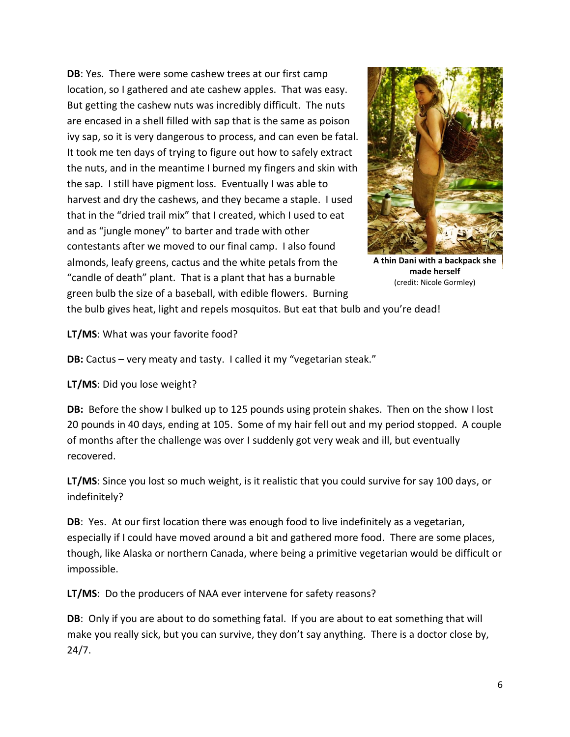**DB**: Yes. There were some cashew trees at our first camp location, so I gathered and ate cashew apples. That was easy. But getting the cashew nuts was incredibly difficult. The nuts are encased in a shell filled with sap that is the same as poison ivy sap, so it is very dangerous to process, and can even be fatal. It took me ten days of trying to figure out how to safely extract the nuts, and in the meantime I burned my fingers and skin with the sap. I still have pigment loss. Eventually I was able to harvest and dry the cashews, and they became a staple. I used that in the "dried trail mix" that I created, which I used to eat and as "jungle money" to barter and trade with other contestants after we moved to our final camp. I also found almonds, leafy greens, cactus and the white petals from the "candle of death" plant. That is a plant that has a burnable green bulb the size of a baseball, with edible flowers. Burning the bulb gives heat, light and repels mosquitos. But eat that bulb and you're dead!

**A thin Dani with a backpack she made herself**
(credit: Nicole Gormley)

**LT/MS**: What was your favorite food?

**DB:** Cactus – very meaty and tasty. I called it my "vegetarian steak."

**LT/MS**: Did you lose weight?

**DB:** Before the show I bulked up to 125 pounds using protein shakes. Then on the show I lost 20 pounds in 40 days, ending at 105. Some of my hair fell out and my period stopped. A couple of months after the challenge was over I suddenly got very weak and ill, but eventually recovered.

**LT/MS**: Since you lost so much weight, is it realistic that you could survive for say 100 days, or indefinitely?

**DB**: Yes. At our first location there was enough food to live indefinitely as a vegetarian, especially if I could have moved around a bit and gathered more food. There are some places, though, like Alaska or northern Canada, where being a primitive vegetarian would be difficult or impossible.

**LT/MS**: Do the producers of NAA ever intervene for safety reasons?

**DB**: Only if you are about to do something fatal. If you are about to eat something that will make you really sick, but you can survive, they don't say anything. There is a doctor close by, 24/7.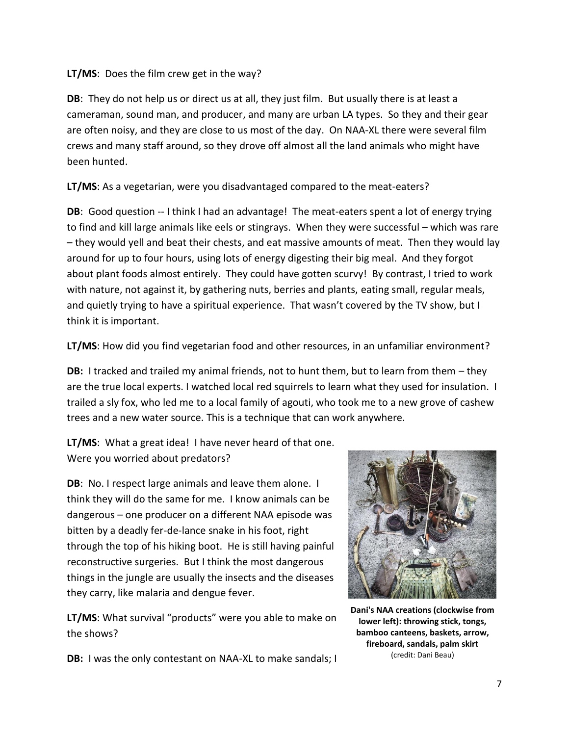**LT/MS**: Does the film crew get in the way?

**DB**: They do not help us or direct us at all, they just film. But usually there is at least a cameraman, sound man, and producer, and many are urban LA types. So they and their gear are often noisy, and they are close to us most of the day. On NAA-XL there were several film crews and many staff around, so they drove off almost all the land animals who might have been hunted.

**LT/MS**: As a vegetarian, were you disadvantaged compared to the meat-eaters?

**DB**: Good question -- I think I had an advantage! The meat-eaters spent a lot of energy trying to find and kill large animals like eels or stingrays. When they were successful – which was rare – they would yell and beat their chests, and eat massive amounts of meat. Then they would lay around for up to four hours, using lots of energy digesting their big meal. And they forgot about plant foods almost entirely. They could have gotten scurvy! By contrast, I tried to work with nature, not against it, by gathering nuts, berries and plants, eating small, regular meals, and quietly trying to have a spiritual experience. That wasn't covered by the TV show, but I think it is important.

**LT/MS**: How did you find vegetarian food and other resources, in an unfamiliar environment?

**DB:** I tracked and trailed my animal friends, not to hunt them, but to learn from them – they are the true local experts. I watched local red squirrels to learn what they used for insulation. I trailed a sly fox, who led me to a local family of agouti, who took me to a new grove of cashew trees and a new water source. This is a technique that can work anywhere.

**LT/MS**: What a great idea! I have never heard of that one. Were you worried about predators?

**DB**: No. I respect large animals and leave them alone. I think they will do the same for me. I know animals can be dangerous – one producer on a different NAA episode was bitten by a deadly fer-de-lance snake in his foot, right through the top of his hiking boot. He is still having painful reconstructive surgeries. But I think the most dangerous things in the jungle are usually the insects and the diseases they carry, like malaria and dengue fever.

**Dani's NAA creations (clockwise from lower left): throwing stick, tongs, bamboo canteens, baskets, arrow, fireboard, sandals, palm skirt** (credit: Dani Beau)

**LT/MS**: What survival "products" were you able to make on the shows?

**DB:** I was the only contestant on NAA-XL to make sandals; I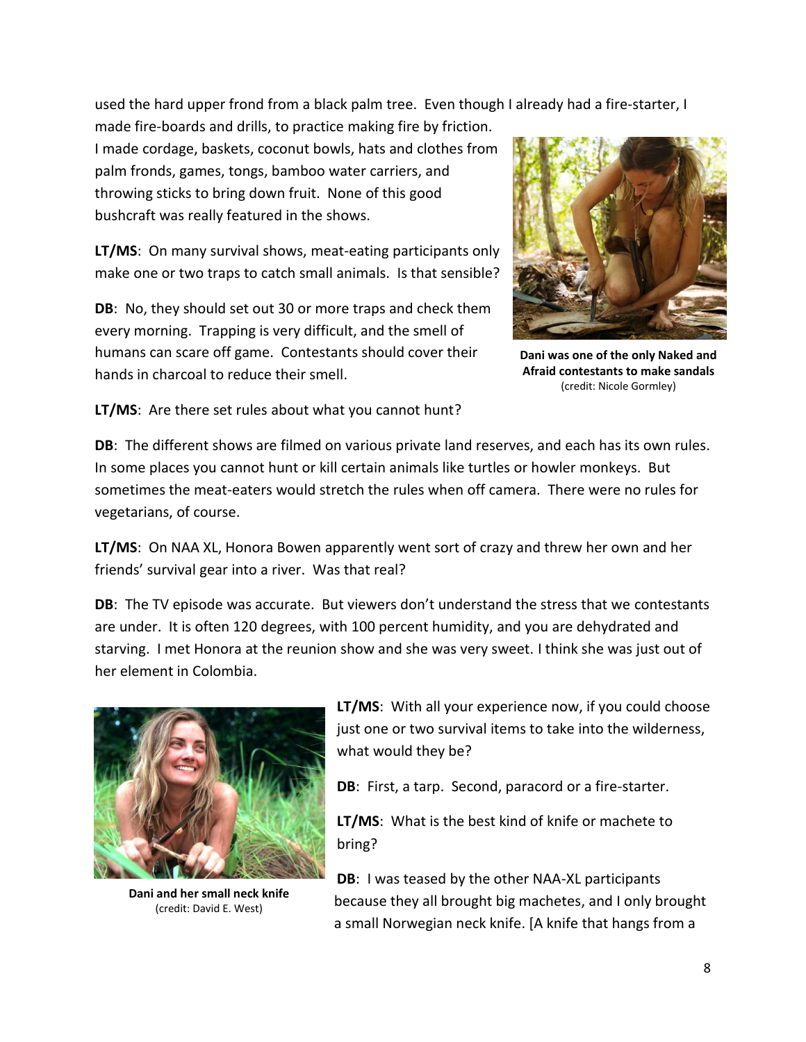used the hard upper frond from a black palm tree. Even though I already had a fire-starter, I made fire-boards and drills, to practice making fire by friction. I made cordage, baskets, coconut bowls, hats and clothes from palm fronds, games, tongs, bamboo water carriers, and throwing sticks to bring down fruit. None of this good bushcraft was really featured in the shows.

**Dani was one of the only Naked and Afraid contestants to make sandals** (credit: Nicole Gormley)

**LT/MS**: On many survival shows, meat-eating participants only make one or two traps to catch small animals. Is that sensible?

**DB**: No, they should set out 30 or more traps and check them every morning. Trapping is very difficult, and the smell of humans can scare off game. Contestants should cover their hands in charcoal to reduce their smell.

**LT/MS**: Are there set rules about what you cannot hunt?

**DB**: The different shows are filmed on various private land reserves, and each has its own rules. In some places you cannot hunt or kill certain animals like turtles or howler monkeys. But sometimes the meat-eaters would stretch the rules when off camera. There were no rules for vegetarians, of course.

**LT/MS**: On NAA XL, Honora Bowen apparently went sort of crazy and threw her own and her friends' survival gear into a river. Was that real?

**DB**: The TV episode was accurate. But viewers don't understand the stress that we contestants are under. It is often 120 degrees, with 100 percent humidity, and you are dehydrated and starving. I met Honora at the reunion show and she was very sweet. I think she was just out of her element in Colombia.

**Dani and her small neck knife** (credit: David E. West)

**LT/MS**: With all your experience now, if you could choose just one or two survival items to take into the wilderness, what would they be?

**DB**: First, a tarp. Second, paracord or a fire-starter.

**LT/MS**: What is the best kind of knife or machete to bring?

**DB**: I was teased by the other NAA-XL participants because they all brought big machetes, and I only brought a small Norwegian neck knife. [A knife that hangs from a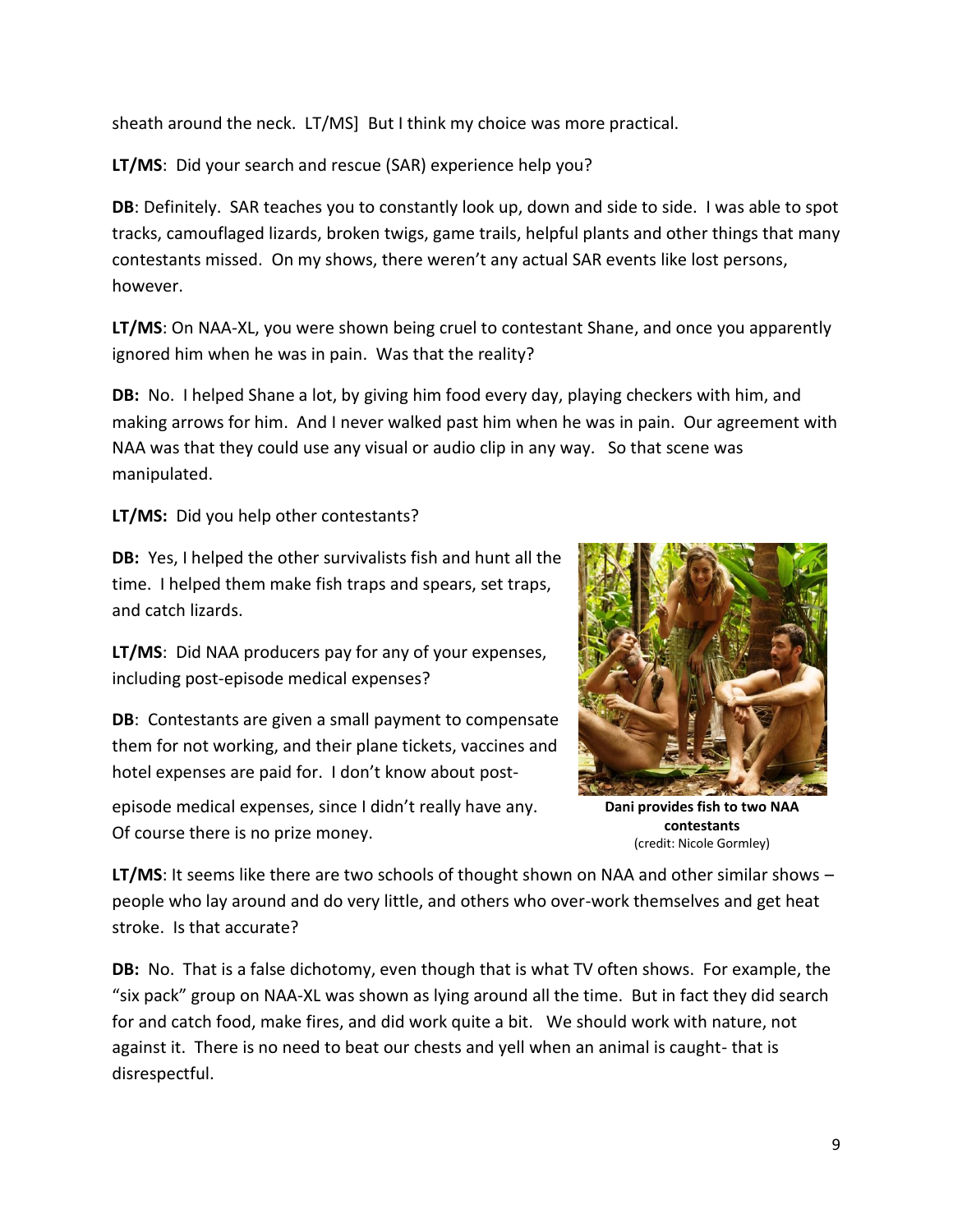sheath around the neck. LT/MS] But I think my choice was more practical.

**LT/MS**: Did your search and rescue (SAR) experience help you?

**DB**: Definitely. SAR teaches you to constantly look up, down and side to side. I was able to spot tracks, camouflaged lizards, broken twigs, game trails, helpful plants and other things that many contestants missed. On my shows, there weren't any actual SAR events like lost persons, however.

**LT/MS**: On NAA-XL, you were shown being cruel to contestant Shane, and once you apparently ignored him when he was in pain. Was that the reality?

**DB:** No. I helped Shane a lot, by giving him food every day, playing checkers with him, and making arrows for him. And I never walked past him when he was in pain. Our agreement with NAA was that they could use any visual or audio clip in any way. So that scene was manipulated.

**LT/MS:** Did you help other contestants?

**DB:** Yes, I helped the other survivalists fish and hunt all the time. I helped them make fish traps and spears, set traps, and catch lizards.

**LT/MS**: Did NAA producers pay for any of your expenses, including post-episode medical expenses?

**DB**: Contestants are given a small payment to compensate them for not working, and their plane tickets, vaccines and hotel expenses are paid for. I don't know about post-episode medical expenses, since I didn't really have any. Of course there is no prize money.

**Dani provides fish to two NAA contestants**
(credit: Nicole Gormley)

**LT/MS**: It seems like there are two schools of thought shown on NAA and other similar shows – people who lay around and do very little, and others who over-work themselves and get heat stroke. Is that accurate?

**DB:** No. That is a false dichotomy, even though that is what TV often shows. For example, the "six pack" group on NAA-XL was shown as lying around all the time. But in fact they did search for and catch food, make fires, and did work quite a bit. We should work with nature, not against it. There is no need to beat our chests and yell when an animal is caught- that is disrespectful.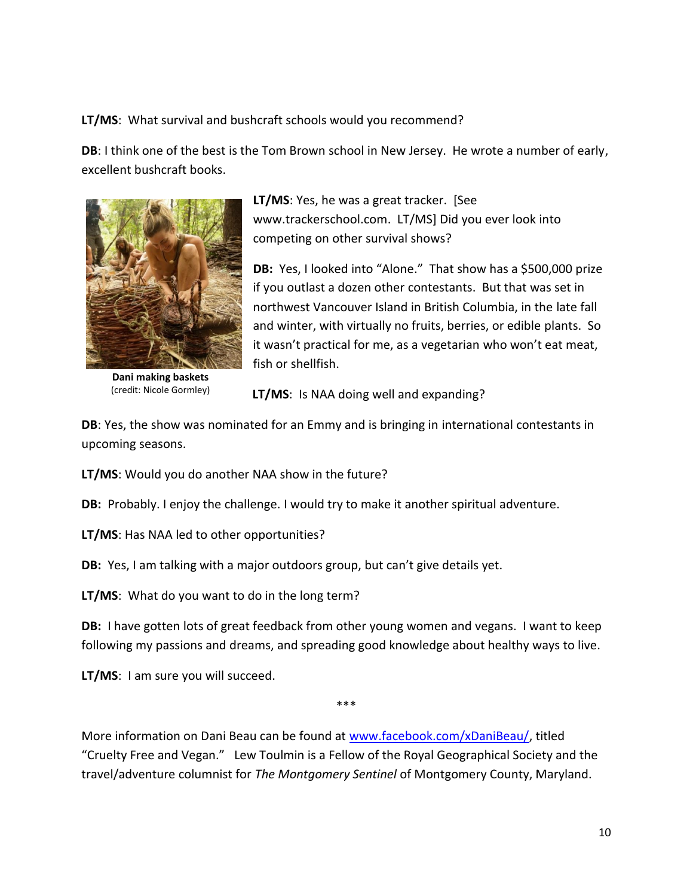**LT/MS**: What survival and bushcraft schools would you recommend?

**DB**: I think one of the best is the Tom Brown school in New Jersey. He wrote a number of early, excellent bushcraft books.

**LT/MS**: Yes, he was a great tracker. [See www.trackerschool.com. LT/MS] Did you ever look into competing on other survival shows?

**DB:** Yes, I looked into "Alone." That show has a $500,000 prize if you outlast a dozen other contestants. But that was set in northwest Vancouver Island in British Columbia, in the late fall and winter, with virtually no fruits, berries, or edible plants. So it wasn't practical for me, as a vegetarian who won't eat meat, fish or shellfish.

**Dani making baskets**
(credit: Nicole Gormley)

**LT/MS**: Is NAA doing well and expanding?

**DB**: Yes, the show was nominated for an Emmy and is bringing in international contestants in upcoming seasons.

**LT/MS**: Would you do another NAA show in the future?

**DB:** Probably. I enjoy the challenge. I would try to make it another spiritual adventure.

**LT/MS**: Has NAA led to other opportunities?

**DB:** Yes, I am talking with a major outdoors group, but can't give details yet.

**LT/MS**: What do you want to do in the long term?

**DB:** I have gotten lots of great feedback from other young women and vegans. I want to keep following my passions and dreams, and spreading good knowledge about healthy ways to live.

**LT/MS**: I am sure you will succeed.

***

More information on Dani Beau can be found at www.facebook.com/xDaniBeau/, titled "Cruelty Free and Vegan." Lew Toulmin is a Fellow of the Royal Geographical Society and the travel/adventure columnist for *The Montgomery Sentinel* of Montgomery County, Maryland.